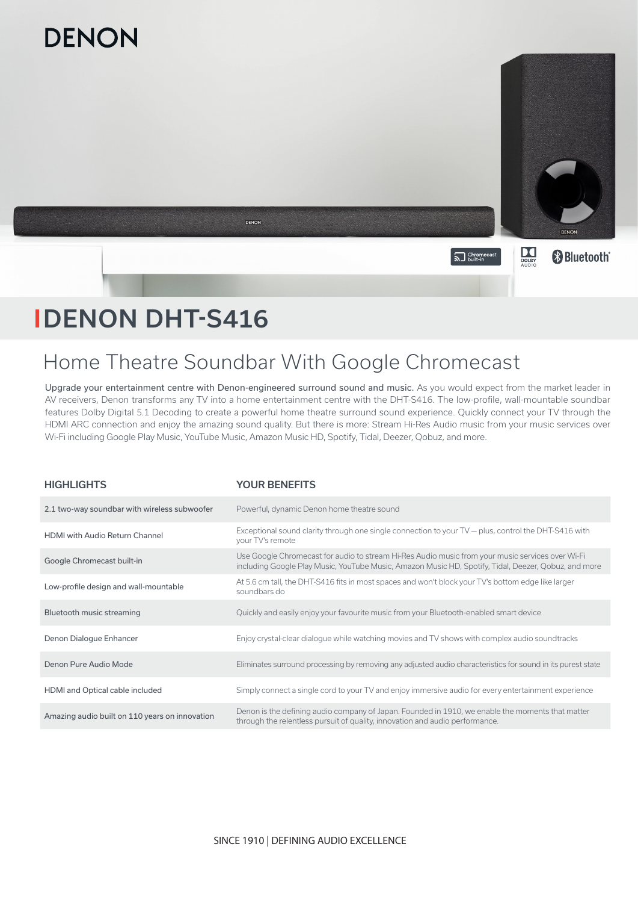DENON

# DENON DHT-S416

## Home Theatre Soundbar With Google Chromecast

**Upgrade your entertainment centre with Denon-engineered surround sound and music.** As you would expect from the market leader in AV receivers, Denon transforms any TV into a home entertainment centre with the DHT-S416. The low-profile, wall-mountable soundbar features Dolby Digital 5.1 Decoding to create a powerful home theatre surround sound experience. Quickly connect your TV through the HDMI ARC connection and enjoy the amazing sound quality. But there is more: Stream Hi-Res Audio music from your music services over Wi-Fi including Google Play Music, YouTube Music, Amazon Music HD, Spotify, Tidal, Deezer, Qobuz, and more.

| HIGHLIGHTS | YOUR BENEFITS |
|---|---|
| 2.1 two-way soundbar with wireless subwoofer | Powerful, dynamic Denon home theatre sound |
| HDMI with Audio Return Channel | Exceptional sound clarity through one single connection to your TV — plus, control the DHT-S416 with your TV's remote |
| Google Chromecast built-in | Use Google Chromecast for audio to stream Hi-Res Audio music from your music services over Wi-Fi including Google Play Music, YouTube Music, Amazon Music HD, Spotify, Tidal, Deezer, Qobuz, and more |
| Low-profile design and wall-mountable | At 5.6 cm tall, the DHT-S416 fits in most spaces and won't block your TV's bottom edge like larger soundbars do |
| Bluetooth music streaming | Quickly and easily enjoy your favourite music from your Bluetooth-enabled smart device |
| Denon Dialogue Enhancer | Enjoy crystal-clear dialogue while watching movies and TV shows with complex audio soundtracks |
| Denon Pure Audio Mode | Eliminates surround processing by removing any adjusted audio characteristics for sound in its purest state |
| HDMI and Optical cable included | Simply connect a single cord to your TV and enjoy immersive audio for every entertainment experience |
| Amazing audio built on 110 years on innovation | Denon is the defining audio company of Japan. Founded in 1910, we enable the moments that matter through the relentless pursuit of quality, innovation and audio performance. |

SINCE 1910 | DEFINING AUDIO EXCELLENCE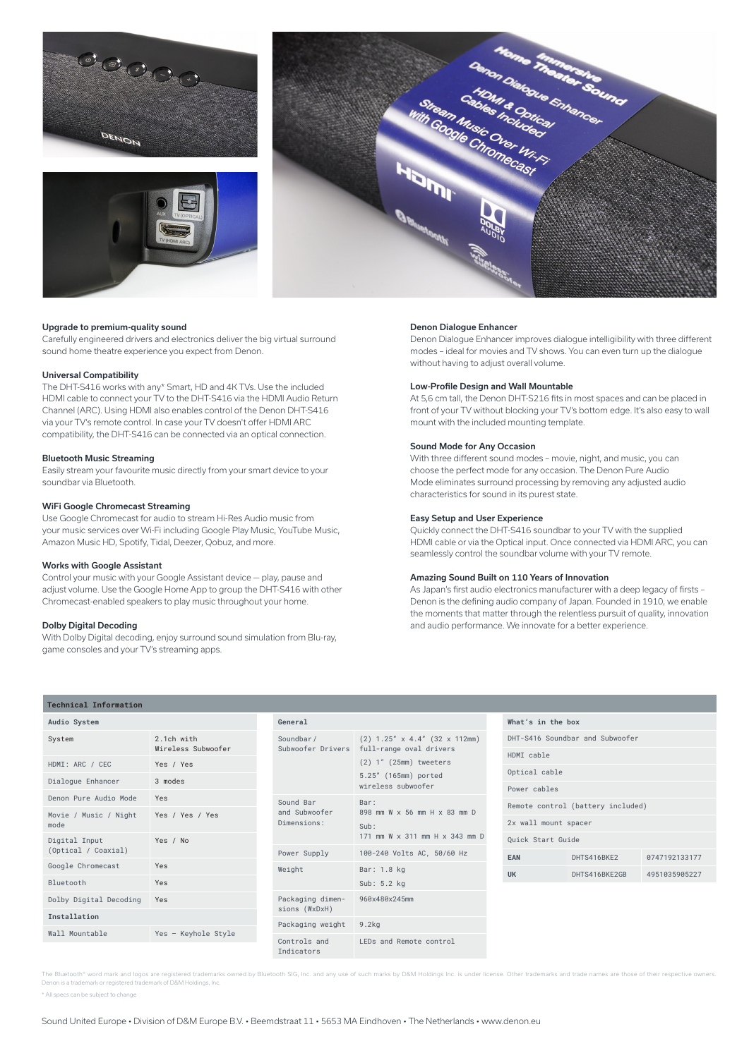### Upgrade to premium-quality sound

Carefully engineered drivers and electronics deliver the big virtual surround sound home theatre experience you expect from Denon.

### Universal Compatibility

The DHT-S416 works with any* Smart, HD and 4K TVs. Use the included HDMI cable to connect your TV to the DHT-S416 via the HDMI Audio Return Channel (ARC). Using HDMI also enables control of the Denon DHT-S416 via your TV's remote control. In case your TV doesn't offer HDMI ARC compatibility, the DHT-S416 can be connected via an optical connection.

### Bluetooth Music Streaming

Easily stream your favourite music directly from your smart device to your soundbar via Bluetooth.

### WiFi Google Chromecast Streaming

Use Google Chromecast for audio to stream Hi-Res Audio music from your music services over Wi-Fi including Google Play Music, YouTube Music, Amazon Music HD, Spotify, Tidal, Deezer, Qobuz, and more.

### Works with Google Assistant

Control your music with your Google Assistant device — play, pause and adjust volume. Use the Google Home App to group the DHT-S416 with other Chromecast-enabled speakers to play music throughout your home.

### Dolby Digital Decoding

With Dolby Digital decoding, enjoy surround sound simulation from Blu-ray, game consoles and your TV's streaming apps.

### Denon Dialogue Enhancer

Denon Dialogue Enhancer improves dialogue intelligibility with three different modes – ideal for movies and TV shows. You can even turn up the dialogue without having to adjust overall volume.

### Low-Profile Design and Wall Mountable

At 5,6 cm tall, the Denon DHT-S216 fits in most spaces and can be placed in front of your TV without blocking your TV's bottom edge. It's also easy to wall mount with the included mounting template.

### Sound Mode for Any Occasion

With three different sound modes – movie, night, and music, you can choose the perfect mode for any occasion. The Denon Pure Audio Mode eliminates surround processing by removing any adjusted audio characteristics for sound in its purest state.

### Easy Setup and User Experience

Quickly connect the DHT-S416 soundbar to your TV with the supplied HDMI cable or via the Optical input. Once connected via HDMI ARC, you can seamlessly control the soundbar volume with your TV remote.

### Amazing Sound Built on 110 Years of Innovation

As Japan's first audio electronics manufacturer with a deep legacy of firsts – Denon is the defining audio company of Japan. Founded in 1910, we enable the moments that matter through the relentless pursuit of quality, innovation and audio performance. We innovate for a better experience.

## Technical Information

| Audio System | |
|---|---|
| System | 2.1ch with Wireless Subwoofer |
| HDMI: ARC / CEC | Yes / Yes |
| Dialogue Enhancer | 3 modes |
| Denon Pure Audio Mode | Yes |
| Movie / Music / Night mode | Yes / Yes / Yes |
| Digital Input (Optical / Coaxial) | Yes / No |
| Google Chromecast | Yes |
| Bluetooth | Yes |
| Dolby Digital Decoding | Yes |
| **Installation** | |
| Wall Mountable | Yes – Keyhole Style |

| General | |
|---|---|
| Soundbar / Subwoofer Drivers | (2) 1.25" x 4.4" (32 x 112mm) full-range oval drivers<br>(2) 1" (25mm) tweeters<br>5.25" (165mm) ported wireless subwoofer |
| Sound Bar and Subwoofer Dimensions: | Bar:<br>898 mm W x 56 mm H x 83 mm D<br>Sub:<br>171 mm W x 311 mm H x 343 mm D |
| Power Supply | 100-240 Volts AC, 50/60 Hz |
| Weight | Bar: 1.8 kg<br>Sub: 5.2 kg |
| Packaging dimensions (WxDxH) | 960x480x245mm |
| Packaging weight | 9.2kg |
| Controls and Indicators | LEDs and Remote control |

| What's in the box | | |
|---|---|---|
| DHT-S416 Soundbar and Subwoofer | | |
| HDMI cable | | |
| Optical cable | | |
| Power cables | | |
| Remote control (battery included) | | |
| 2x wall mount spacer | | |
| Quick Start Guide | | |
| **EAN** | DHTS416BKE2 | 0747192133177 |
| **UK** | DHTS416BKE2GB | 4951035905227 |

The Bluetooth® word mark and logos are registered trademarks owned by Bluetooth SIG, Inc. and any use of such marks by D&M Holdings Inc. is under license. Other trademarks and trade names are those of their respective owners. Denon is a trademark or registered trademark of D&M Holdings, Inc.

* All specs can be subject to change

Sound United Europe • Division of D&M Europe B.V. • Beemdstraat 11 • 5653 MA Eindhoven • The Netherlands • www.denon.eu